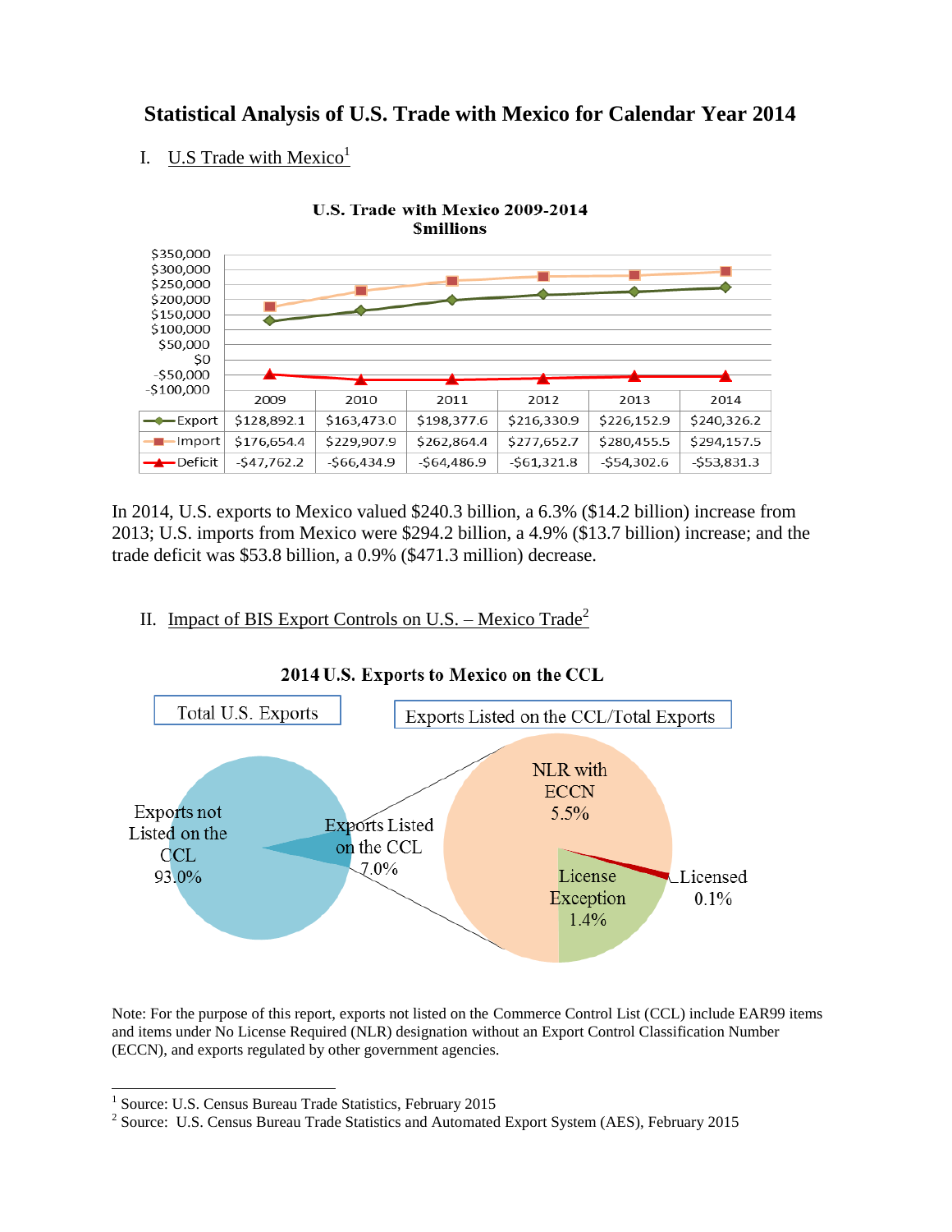# Statistical Analysis of U.S. Trade with Mexico for Calendar Year 2014

## I. U.S Trade with Mexico[1]

**U.S. Trade with Mexico 2009-2014**
**$millions**

| | 2009 | 2010 | 2011 | 2012 | 2013 | 2014 |
|---|---|---|---|---|---|---|
| Export | $128,892.1 | $163,473.0 | $198,377.6 | $216,330.9 | $226,152.9 | $240,326.2 |
| Import | $176,654.4 | $229,907.9 | $262,864.4 | $277,652.7 | $280,455.5 | $294,157.5 |
| Deficit | -$47,762.2 | -$66,434.9 | -$64,486.9 | -$61,321.8 | -$54,302.6 | -$53,831.3 |

In 2014, U.S. exports to Mexico valued $240.3 billion, a 6.3% ($14.2 billion) increase from 2013; U.S. imports from Mexico were $294.2 billion, a 4.9% ($13.7 billion) increase; and the trade deficit was $53.8 billion, a 0.9% ($471.3 million) decrease.

## II. Impact of BIS Export Controls on U.S. – Mexico Trade[2]

**2014 U.S. Exports to Mexico on the CCL**

Total U.S. Exports:
- Exports not Listed on the CCL 93.0%
- Exports Listed on the CCL 7.0%

Exports Listed on the CCL/Total Exports:
- NLR with ECCN 5.5%
- License Exception 1.4%
- Licensed 0.1%

Note: For the purpose of this report, exports not listed on the Commerce Control List (CCL) include EAR99 items and items under No License Required (NLR) designation without an Export Control Classification Number (ECCN), and exports regulated by other government agencies.

[1] Source: U.S. Census Bureau Trade Statistics, February 2015

[2] Source: U.S. Census Bureau Trade Statistics and Automated Export System (AES), February 2015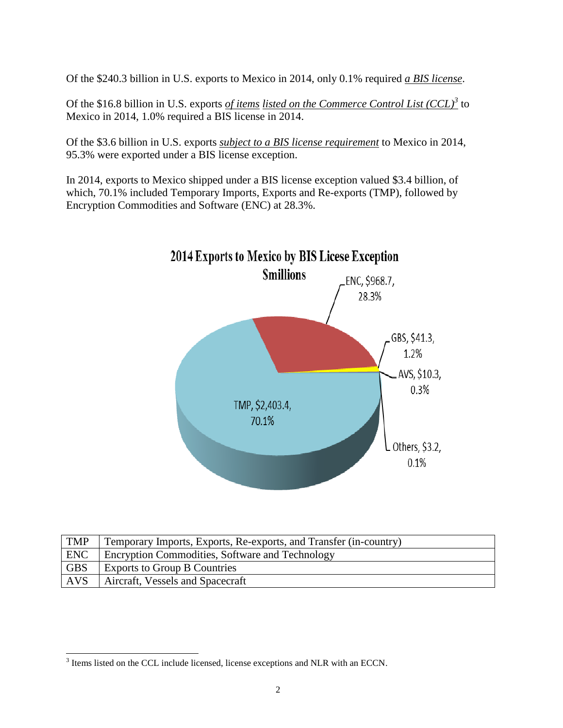Of the $240.3 billion in U.S. exports to Mexico in 2014, only 0.1% required *a BIS license*.

Of the $16.8 billion in U.S. exports *of items listed on the Commerce Control List (CCL)*[3] to Mexico in 2014, 1.0% required a BIS license in 2014.

Of the $3.6 billion in U.S. exports *subject to a BIS license requirement* to Mexico in 2014, 95.3% were exported under a BIS license exception.

In 2014, exports to Mexico shipped under a BIS license exception valued $3.4 billion, of which, 70.1% included Temporary Imports, Exports and Re-exports (TMP), followed by Encryption Commodities and Software (ENC) at 28.3%.

**2014 Exports to Mexico by BIS Licese Exception**
**$millions**

- TMP, $2,403.4, 70.1%
- ENC, $968.7, 28.3%
- GBS, $41.3, 1.2%
- AVS, $10.3, 0.3%
- Others, $3.2, 0.1%

| TMP | Temporary Imports, Exports, Re-exports, and Transfer (in-country) |
|---|---|
| ENC | Encryption Commodities, Software and Technology |
| GBS | Exports to Group B Countries |
| AVS | Aircraft, Vessels and Spacecraft |

[3] Items listed on the CCL include licensed, license exceptions and NLR with an ECCN.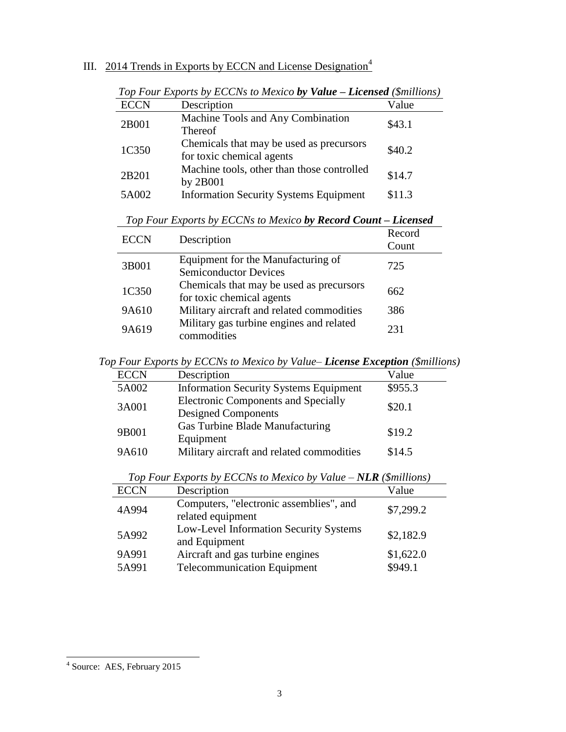## III. 2014 Trends in Exports by ECCN and License Designation[4]

*Top Four Exports by ECCNs to Mexico* ***by Value – Licensed*** *($millions)*

| ECCN | Description | Value |
|---|---|---|
| 2B001 | Machine Tools and Any Combination Thereof | $43.1 |
| 1C350 | Chemicals that may be used as precursors for toxic chemical agents | $40.2 |
| 2B201 | Machine tools, other than those controlled by 2B001 | $14.7 |
| 5A002 | Information Security Systems Equipment | $11.3 |

*Top Four Exports by ECCNs to Mexico* ***by Record Count – Licensed***

| ECCN | Description | Record Count |
|---|---|---|
| 3B001 | Equipment for the Manufacturing of Semiconductor Devices | 725 |
| 1C350 | Chemicals that may be used as precursors for toxic chemical agents | 662 |
| 9A610 | Military aircraft and related commodities | 386 |
| 9A619 | Military gas turbine engines and related commodities | 231 |

*Top Four Exports by ECCNs to Mexico by Value–* ***License Exception*** *($millions)*

| ECCN | Description | Value |
|---|---|---|
| 5A002 | Information Security Systems Equipment | $955.3 |
| 3A001 | Electronic Components and Specially Designed Components | $20.1 |
| 9B001 | Gas Turbine Blade Manufacturing Equipment | $19.2 |
| 9A610 | Military aircraft and related commodities | $14.5 |

*Top Four Exports by ECCNs to Mexico by Value –* ***NLR*** *($millions)*

| ECCN | Description | Value |
|---|---|---|
| 4A994 | Computers, "electronic assemblies", and related equipment | $7,299.2 |
| 5A992 | Low-Level Information Security Systems and Equipment | $2,182.9 |
| 9A991 | Aircraft and gas turbine engines | $1,622.0 |
| 5A991 | Telecommunication Equipment | $949.1 |

[4] Source: AES, February 2015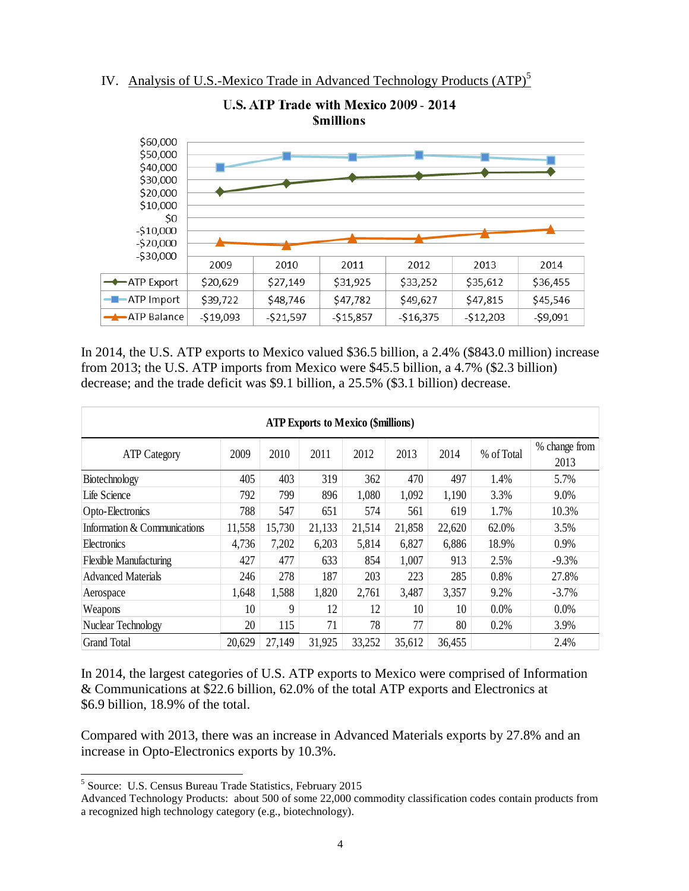## IV. Analysis of U.S.-Mexico Trade in Advanced Technology Products (ATP)[5]

**U.S. ATP Trade with Mexico 2009 - 2014**
**$millions**

| | 2009 | 2010 | 2011 | 2012 | 2013 | 2014 |
|---|---|---|---|---|---|---|
| ATP Export | $20,629 | $27,149 | $31,925 | $33,252 | $35,612 | $36,455 |
| ATP Import | $39,722 | $48,746 | $47,782 | $49,627 | $47,815 | $45,546 |
| ATP Balance | -$19,093 | -$21,597 | -$15,857 | -$16,375 | -$12,203 | -$9,091 |

In 2014, the U.S. ATP exports to Mexico valued $36.5 billion, a 2.4% ($843.0 million) increase from 2013; the U.S. ATP imports from Mexico were $45.5 billion, a 4.7% ($2.3 billion) decrease; and the trade deficit was $9.1 billion, a 25.5% ($3.1 billion) decrease.

**ATP Exports to Mexico ($millions)**

| ATP Category | 2009 | 2010 | 2011 | 2012 | 2013 | 2014 | % of Total | % change from 2013 |
|---|---|---|---|---|---|---|---|---|
| Biotechnology | 405 | 403 | 319 | 362 | 470 | 497 | 1.4% | 5.7% |
| Life Science | 792 | 799 | 896 | 1,080 | 1,092 | 1,190 | 3.3% | 9.0% |
| Opto-Electronics | 788 | 547 | 651 | 574 | 561 | 619 | 1.7% | 10.3% |
| Information & Communications | 11,558 | 15,730 | 21,133 | 21,514 | 21,858 | 22,620 | 62.0% | 3.5% |
| Electronics | 4,736 | 7,202 | 6,203 | 5,814 | 6,827 | 6,886 | 18.9% | 0.9% |
| Flexible Manufacturing | 427 | 477 | 633 | 854 | 1,007 | 913 | 2.5% | -9.3% |
| Advanced Materials | 246 | 278 | 187 | 203 | 223 | 285 | 0.8% | 27.8% |
| Aerospace | 1,648 | 1,588 | 1,820 | 2,761 | 3,487 | 3,357 | 9.2% | -3.7% |
| Weapons | 10 | 9 | 12 | 12 | 10 | 10 | 0.0% | 0.0% |
| Nuclear Technology | 20 | 115 | 71 | 78 | 77 | 80 | 0.2% | 3.9% |
| Grand Total | 20,629 | 27,149 | 31,925 | 33,252 | 35,612 | 36,455 | | 2.4% |

In 2014, the largest categories of U.S. ATP exports to Mexico were comprised of Information & Communications at $22.6 billion, 62.0% of the total ATP exports and Electronics at $6.9 billion, 18.9% of the total.

Compared with 2013, there was an increase in Advanced Materials exports by 27.8% and an increase in Opto-Electronics exports by 10.3%.

---

[5] Source: U.S. Census Bureau Trade Statistics, February 2015
Advanced Technology Products: about 500 of some 22,000 commodity classification codes contain products from a recognized high technology category (e.g., biotechnology).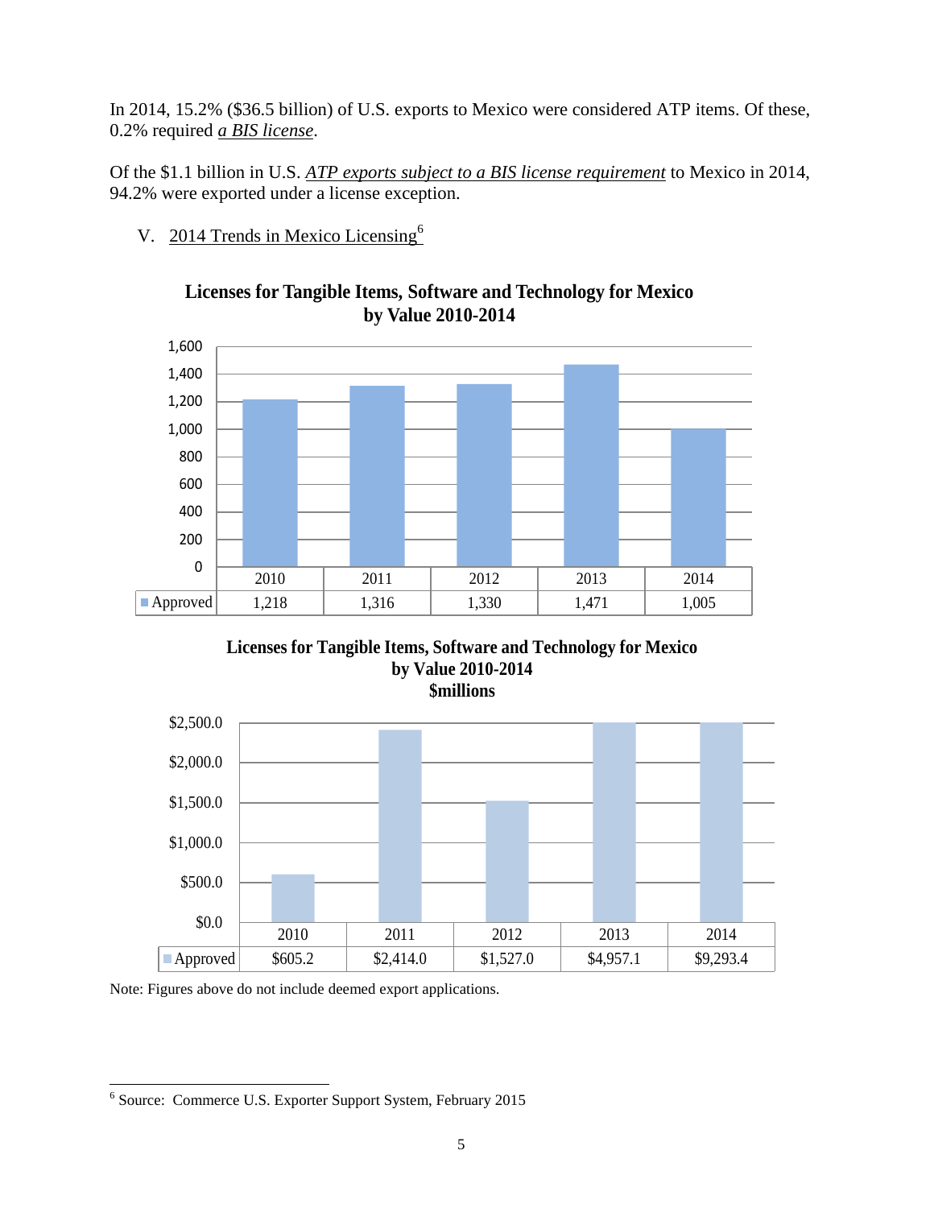In 2014, 15.2% ($36.5 billion) of U.S. exports to Mexico were considered ATP items. Of these, 0.2% required *a BIS license*.

Of the $1.1 billion in U.S. *ATP exports subject to a BIS license requirement* to Mexico in 2014, 94.2% were exported under a license exception.

V. 2014 Trends in Mexico Licensing[6]

**Licenses for Tangible Items, Software and Technology for Mexico by Value 2010-2014**

| | 2010 | 2011 | 2012 | 2013 | 2014 |
|---|---|---|---|---|---|
| Approved | 1,218 | 1,316 | 1,330 | 1,471 | 1,005 |

**Licenses for Tangible Items, Software and Technology for Mexico by Value 2010-2014 $millions**

| | 2010 | 2011 | 2012 | 2013 | 2014 |
|---|---|---|---|---|---|
| Approved | $605.2 | $2,414.0 | $1,527.0 | $4,957.1 | $9,293.4 |

Note: Figures above do not include deemed export applications.

[6] Source: Commerce U.S. Exporter Support System, February 2015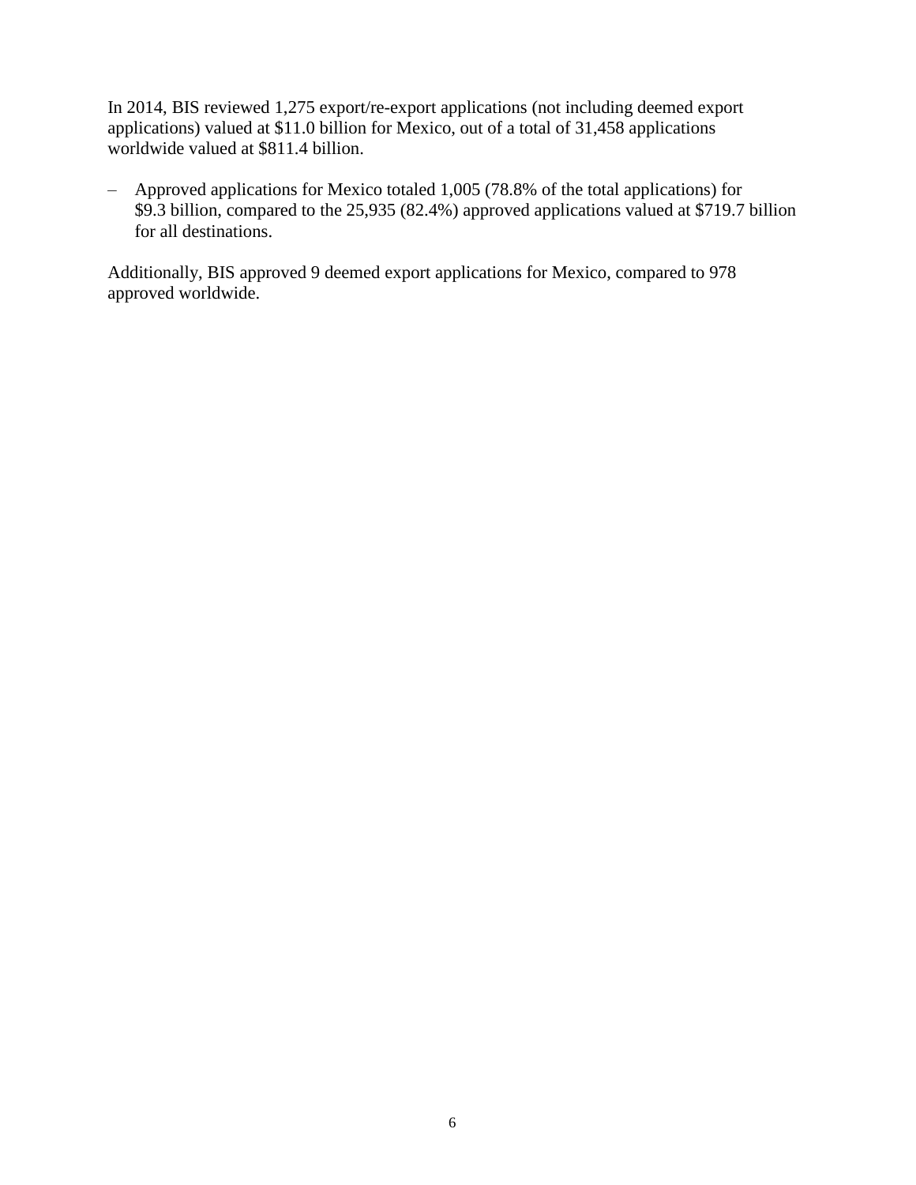In 2014, BIS reviewed 1,275 export/re-export applications (not including deemed export applications) valued at $11.0 billion for Mexico, out of a total of 31,458 applications worldwide valued at $811.4 billion.

- Approved applications for Mexico totaled 1,005 (78.8% of the total applications) for $9.3 billion, compared to the 25,935 (82.4%) approved applications valued at $719.7 billion for all destinations.

Additionally, BIS approved 9 deemed export applications for Mexico, compared to 978 approved worldwide.